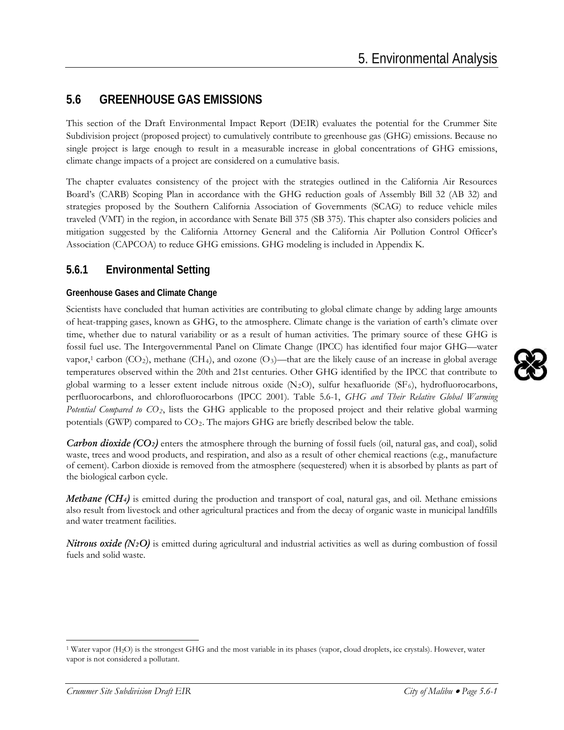## 5.6 GREENHOUSE GAS EMISSIONS

This section of the Draft Environmental Impact Report (DEIR) evaluates the potential for the Crummer Site Subdivision project (proposed project) to cumulatively contribute to greenhouse gas (GHG) emissions. Because no single project is large enough to result in a measurable increase in global concentrations of GHG emissions, climate change impacts of a project are considered on a cumulative basis.

The chapter evaluates consistency of the project with the strategies outlined in the California Air Resources Board's (CARB) Scoping Plan in accordance with the GHG reduction goals of Assembly Bill 32 (AB 32) and strategies proposed by the Southern California Association of Governments (SCAG) to reduce vehicle miles traveled (VMT) in the region, in accordance with Senate Bill 375 (SB 375). This chapter also considers policies and mitigation suggested by the California Attorney General and the California Air Pollution Control Officer's Association (CAPCOA) to reduce GHG emissions. GHG modeling is included in Appendix K.

### 5.6.1 Environmental Setting

#### Greenhouse Gases and Climate Change

Scientists have concluded that human activities are contributing to global climate change by adding large amounts of heat-trapping gases, known as GHG, to the atmosphere. Climate change is the variation of earth's climate over time, whether due to natural variability or as a result of human activities. The primary source of these GHG is fossil fuel use. The Intergovernmental Panel on Climate Change (IPCC) has identified four major GHG—water vapor,[1] carbon ($CO_2$), methane ($CH_4$), and ozone ($O_3$)—that are the likely cause of an increase in global average temperatures observed within the 20th and 21st centuries. Other GHG identified by the IPCC that contribute to global warming to a lesser extent include nitrous oxide ($N_2O$), sulfur hexafluoride ($SF_6$), hydrofluorocarbons, perfluorocarbons, and chlorofluorocarbons (IPCC 2001). Table 5.6-1, *GHG and Their Relative Global Warming Potential Compared to $CO_2$*, lists the GHG applicable to the proposed project and their relative global warming potentials (GWP) compared to $CO_2$. The majors GHG are briefly described below the table.

***Carbon dioxide ($CO_2$)*** enters the atmosphere through the burning of fossil fuels (oil, natural gas, and coal), solid waste, trees and wood products, and respiration, and also as a result of other chemical reactions (e.g., manufacture of cement). Carbon dioxide is removed from the atmosphere (sequestered) when it is absorbed by plants as part of the biological carbon cycle.

***Methane ($CH_4$)*** is emitted during the production and transport of coal, natural gas, and oil. Methane emissions also result from livestock and other agricultural practices and from the decay of organic waste in municipal landfills and water treatment facilities.

***Nitrous oxide ($N_2O$)*** is emitted during agricultural and industrial activities as well as during combustion of fossil fuels and solid waste.

[1] Water vapor ($H_2O$) is the strongest GHG and the most variable in its phases (vapor, cloud droplets, ice crystals). However, water vapor is not considered a pollutant.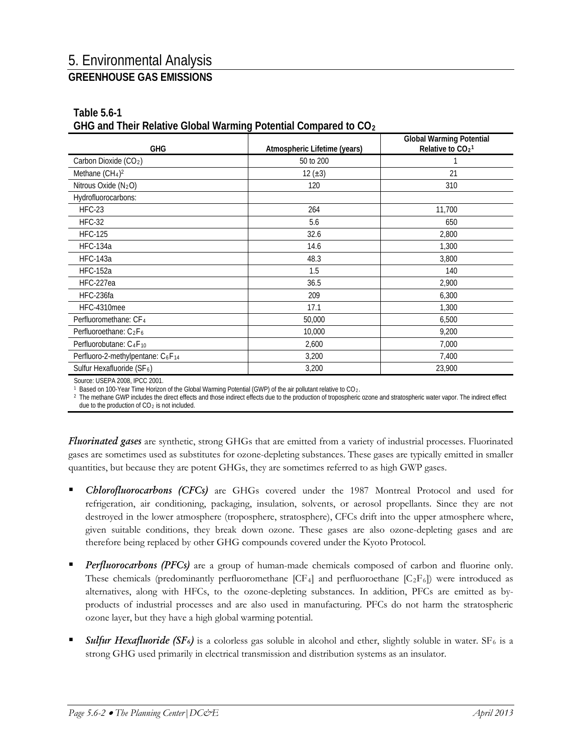# 5. Environmental Analysis

## GREENHOUSE GAS EMISSIONS

**Table 5.6-1**
**GHG and Their Relative Global Warming Potential Compared to $CO_2$**

| GHG | Atmospheric Lifetime (years) | Global Warming Potential Relative to $CO_2$ [1] |
|---|---|---|
| Carbon Dioxide ($CO_2$) | 50 to 200 | 1 |
| Methane ($CH_4$)[2] | 12 (±3) | 21 |
| Nitrous Oxide ($N_2O$) | 120 | 310 |
| Hydrofluorocarbons: | | |
| HFC-23 | 264 | 11,700 |
| HFC-32 | 5.6 | 650 |
| HFC-125 | 32.6 | 2,800 |
| HFC-134a | 14.6 | 1,300 |
| HFC-143a | 48.3 | 3,800 |
| HFC-152a | 1.5 | 140 |
| HFC-227ea | 36.5 | 2,900 |
| HFC-236fa | 209 | 6,300 |
| HFC-4310mee | 17.1 | 1,300 |
| Perfluoromethane: $CF_4$ | 50,000 | 6,500 |
| Perfluoroethane: $C_2F_6$ | 10,000 | 9,200 |
| Perfluorobutane: $C_4F_{10}$ | 2,600 | 7,000 |
| Perfluoro-2-methylpentane: $C_6F_{14}$ | 3,200 | 7,400 |
| Sulfur Hexafluoride ($SF_6$) | 3,200 | 23,900 |

Source: USEPA 2008, IPCC 2001.

[1] Based on 100-Year Time Horizon of the Global Warming Potential (GWP) of the air pollutant relative to $CO_2$.

[2] The methane GWP includes the direct effects and those indirect effects due to the production of tropospheric ozone and stratospheric water vapor. The indirect effect due to the production of $CO_2$ is not included.

***Fluorinated gases*** are synthetic, strong GHGs that are emitted from a variety of industrial processes. Fluorinated gases are sometimes used as substitutes for ozone-depleting substances. These gases are typically emitted in smaller quantities, but because they are potent GHGs, they are sometimes referred to as high GWP gases.

- ***Chlorofluorocarbons (CFCs)*** are GHGs covered under the 1987 Montreal Protocol and used for refrigeration, air conditioning, packaging, insulation, solvents, or aerosol propellants. Since they are not destroyed in the lower atmosphere (troposphere, stratosphere), CFCs drift into the upper atmosphere where, given suitable conditions, they break down ozone. These gases are also ozone-depleting gases and are therefore being replaced by other GHG compounds covered under the Kyoto Protocol.

- ***Perfluorocarbons (PFCs)*** are a group of human-made chemicals composed of carbon and fluorine only. These chemicals (predominantly perfluoromethane [$CF_4$] and perfluoroethane [$C_2F_6$]) were introduced as alternatives, along with HFCs, to the ozone-depleting substances. In addition, PFCs are emitted as by-products of industrial processes and are also used in manufacturing. PFCs do not harm the stratospheric ozone layer, but they have a high global warming potential.

- ***Sulfur Hexafluoride ($SF_6$)*** is a colorless gas soluble in alcohol and ether, slightly soluble in water. $SF_6$ is a strong GHG used primarily in electrical transmission and distribution systems as an insulator.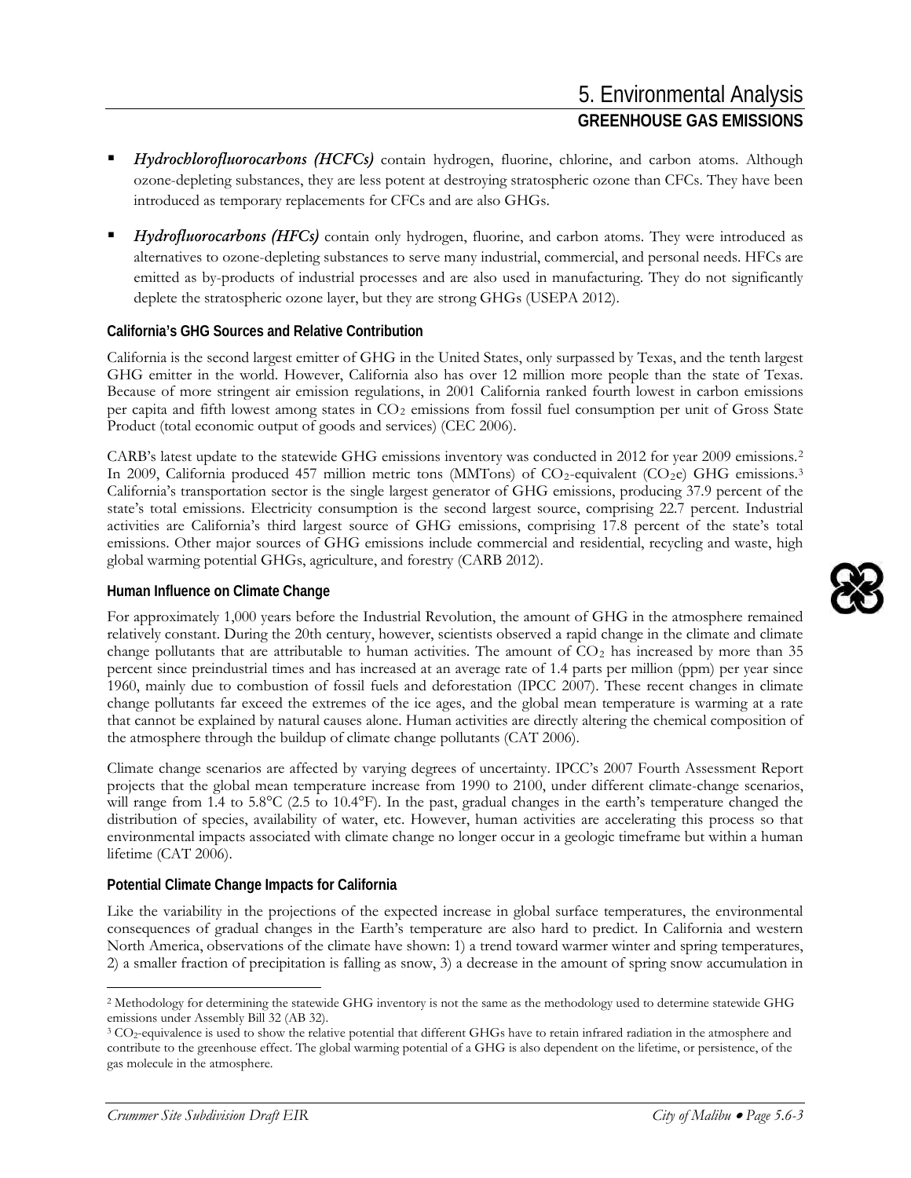- ***Hydrochlorofluorocarbons (HCFCs)*** contain hydrogen, fluorine, chlorine, and carbon atoms. Although ozone-depleting substances, they are less potent at destroying stratospheric ozone than CFCs. They have been introduced as temporary replacements for CFCs and are also GHGs.
- ***Hydrofluorocarbons (HFCs)*** contain only hydrogen, fluorine, and carbon atoms. They were introduced as alternatives to ozone-depleting substances to serve many industrial, commercial, and personal needs. HFCs are emitted as by-products of industrial processes and are also used in manufacturing. They do not significantly deplete the stratospheric ozone layer, but they are strong GHGs (USEPA 2012).

#### California's GHG Sources and Relative Contribution

California is the second largest emitter of GHG in the United States, only surpassed by Texas, and the tenth largest GHG emitter in the world. However, California also has over 12 million more people than the state of Texas. Because of more stringent air emission regulations, in 2001 California ranked fourth lowest in carbon emissions per capita and fifth lowest among states in $CO_2$ emissions from fossil fuel consumption per unit of Gross State Product (total economic output of goods and services) (CEC 2006).

CARB's latest update to the statewide GHG emissions inventory was conducted in 2012 for year 2009 emissions.[2] In 2009, California produced 457 million metric tons (MMTons) of $CO_2$-equivalent ($CO_2e$) GHG emissions.[3] California's transportation sector is the single largest generator of GHG emissions, producing 37.9 percent of the state's total emissions. Electricity consumption is the second largest source, comprising 22.7 percent. Industrial activities are California's third largest source of GHG emissions, comprising 17.8 percent of the state's total emissions. Other major sources of GHG emissions include commercial and residential, recycling and waste, high global warming potential GHGs, agriculture, and forestry (CARB 2012).

#### Human Influence on Climate Change

For approximately 1,000 years before the Industrial Revolution, the amount of GHG in the atmosphere remained relatively constant. During the 20th century, however, scientists observed a rapid change in the climate and climate change pollutants that are attributable to human activities. The amount of $CO_2$ has increased by more than 35 percent since preindustrial times and has increased at an average rate of 1.4 parts per million (ppm) per year since 1960, mainly due to combustion of fossil fuels and deforestation (IPCC 2007). These recent changes in climate change pollutants far exceed the extremes of the ice ages, and the global mean temperature is warming at a rate that cannot be explained by natural causes alone. Human activities are directly altering the chemical composition of the atmosphere through the buildup of climate change pollutants (CAT 2006).

Climate change scenarios are affected by varying degrees of uncertainty. IPCC's 2007 Fourth Assessment Report projects that the global mean temperature increase from 1990 to 2100, under different climate-change scenarios, will range from 1.4 to 5.8°C (2.5 to 10.4°F). In the past, gradual changes in the earth's temperature changed the distribution of species, availability of water, etc. However, human activities are accelerating this process so that environmental impacts associated with climate change no longer occur in a geologic timeframe but within a human lifetime (CAT 2006).

#### Potential Climate Change Impacts for California

Like the variability in the projections of the expected increase in global surface temperatures, the environmental consequences of gradual changes in the Earth's temperature are also hard to predict. In California and western North America, observations of the climate have shown: 1) a trend toward warmer winter and spring temperatures, 2) a smaller fraction of precipitation is falling as snow, 3) a decrease in the amount of spring snow accumulation in

---

[2] Methodology for determining the statewide GHG inventory is not the same as the methodology used to determine statewide GHG emissions under Assembly Bill 32 (AB 32).

[3] $CO_2$-equivalence is used to show the relative potential that different GHGs have to retain infrared radiation in the atmosphere and contribute to the greenhouse effect. The global warming potential of a GHG is also dependent on the lifetime, or persistence, of the gas molecule in the atmosphere.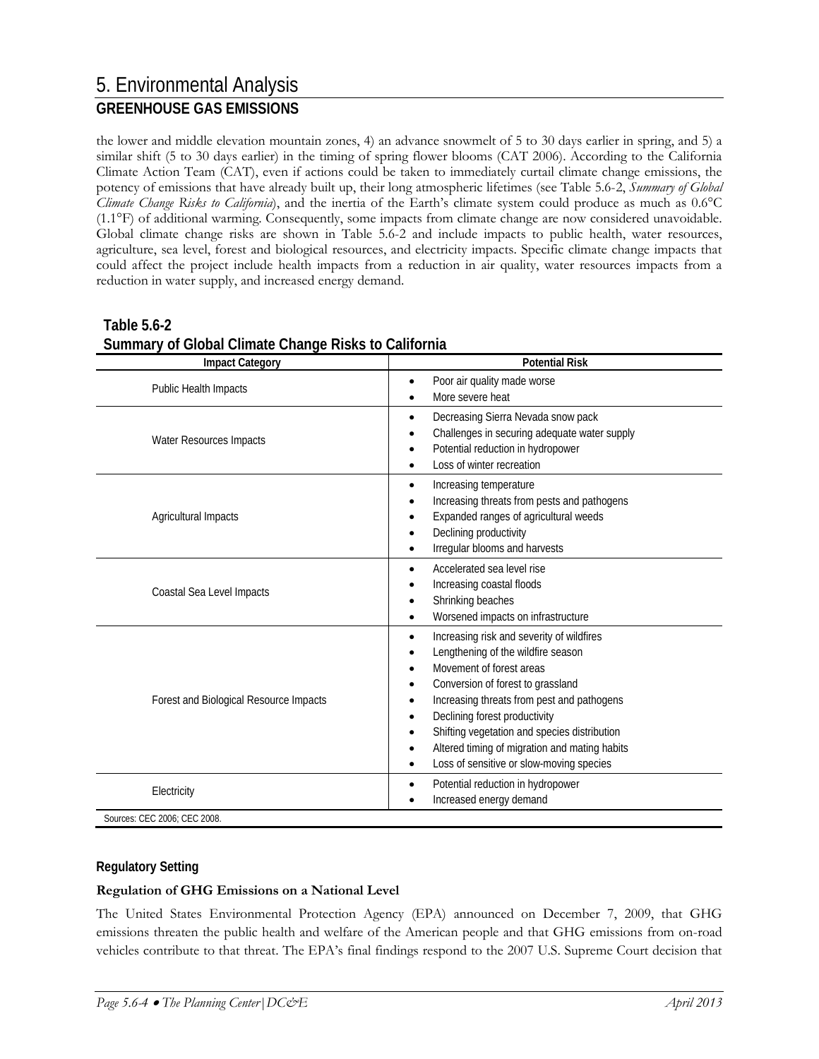the lower and middle elevation mountain zones, 4) an advance snowmelt of 5 to 30 days earlier in spring, and 5) a similar shift (5 to 30 days earlier) in the timing of spring flower blooms (CAT 2006). According to the California Climate Action Team (CAT), even if actions could be taken to immediately curtail climate change emissions, the potency of emissions that have already built up, their long atmospheric lifetimes (see Table 5.6-2, *Summary of Global Climate Change Risks to California*), and the inertia of the Earth's climate system could produce as much as 0.6°C (1.1°F) of additional warming. Consequently, some impacts from climate change are now considered unavoidable. Global climate change risks are shown in Table 5.6-2 and include impacts to public health, water resources, agriculture, sea level, forest and biological resources, and electricity impacts. Specific climate change impacts that could affect the project include health impacts from a reduction in air quality, water resources impacts from a reduction in water supply, and increased energy demand.

**Table 5.6-2**
**Summary of Global Climate Change Risks to California**

| Impact Category | Potential Risk |
|---|---|
| Public Health Impacts | • Poor air quality made worse<br>• More severe heat |
| Water Resources Impacts | • Decreasing Sierra Nevada snow pack<br>• Challenges in securing adequate water supply<br>• Potential reduction in hydropower<br>• Loss of winter recreation |
| Agricultural Impacts | • Increasing temperature<br>• Increasing threats from pests and pathogens<br>• Expanded ranges of agricultural weeds<br>• Declining productivity<br>• Irregular blooms and harvests |
| Coastal Sea Level Impacts | • Accelerated sea level rise<br>• Increasing coastal floods<br>• Shrinking beaches<br>• Worsened impacts on infrastructure |
| Forest and Biological Resource Impacts | • Increasing risk and severity of wildfires<br>• Lengthening of the wildfire season<br>• Movement of forest areas<br>• Conversion of forest to grassland<br>• Increasing threats from pest and pathogens<br>• Declining forest productivity<br>• Shifting vegetation and species distribution<br>• Altered timing of migration and mating habits<br>• Loss of sensitive or slow-moving species |
| Electricity | • Potential reduction in hydropower<br>• Increased energy demand |

Sources: CEC 2006; CEC 2008.

### Regulatory Setting

#### Regulation of GHG Emissions on a National Level

The United States Environmental Protection Agency (EPA) announced on December 7, 2009, that GHG emissions threaten the public health and welfare of the American people and that GHG emissions from on-road vehicles contribute to that threat. The EPA's final findings respond to the 2007 U.S. Supreme Court decision that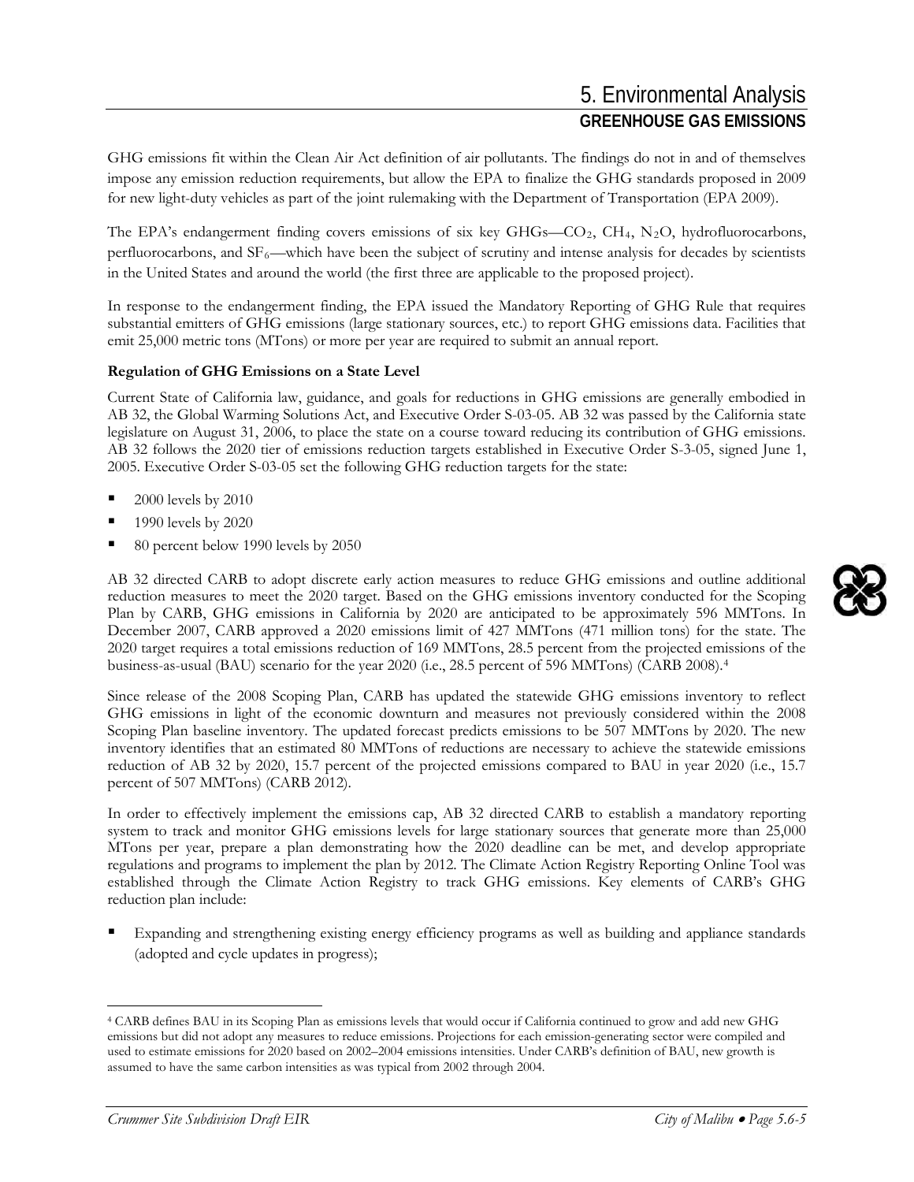GHG emissions fit within the Clean Air Act definition of air pollutants. The findings do not in and of themselves impose any emission reduction requirements, but allow the EPA to finalize the GHG standards proposed in 2009 for new light-duty vehicles as part of the joint rulemaking with the Department of Transportation (EPA 2009).

The EPA's endangerment finding covers emissions of six key GHGs—$CO_2$, $CH_4$, $N_2O$, hydrofluorocarbons, perfluorocarbons, and $SF_6$—which have been the subject of scrutiny and intense analysis for decades by scientists in the United States and around the world (the first three are applicable to the proposed project).

In response to the endangerment finding, the EPA issued the Mandatory Reporting of GHG Rule that requires substantial emitters of GHG emissions (large stationary sources, etc.) to report GHG emissions data. Facilities that emit 25,000 metric tons (MTons) or more per year are required to submit an annual report.

**Regulation of GHG Emissions on a State Level**

Current State of California law, guidance, and goals for reductions in GHG emissions are generally embodied in AB 32, the Global Warming Solutions Act, and Executive Order S-03-05. AB 32 was passed by the California state legislature on August 31, 2006, to place the state on a course toward reducing its contribution of GHG emissions. AB 32 follows the 2020 tier of emissions reduction targets established in Executive Order S-3-05, signed June 1, 2005. Executive Order S-03-05 set the following GHG reduction targets for the state:

- 2000 levels by 2010
- 1990 levels by 2020
- 80 percent below 1990 levels by 2050

AB 32 directed CARB to adopt discrete early action measures to reduce GHG emissions and outline additional reduction measures to meet the 2020 target. Based on the GHG emissions inventory conducted for the Scoping Plan by CARB, GHG emissions in California by 2020 are anticipated to be approximately 596 MMTons. In December 2007, CARB approved a 2020 emissions limit of 427 MMTons (471 million tons) for the state. The 2020 target requires a total emissions reduction of 169 MMTons, 28.5 percent from the projected emissions of the business-as-usual (BAU) scenario for the year 2020 (i.e., 28.5 percent of 596 MMTons) (CARB 2008).[4]

Since release of the 2008 Scoping Plan, CARB has updated the statewide GHG emissions inventory to reflect GHG emissions in light of the economic downturn and measures not previously considered within the 2008 Scoping Plan baseline inventory. The updated forecast predicts emissions to be 507 MMTons by 2020. The new inventory identifies that an estimated 80 MMTons of reductions are necessary to achieve the statewide emissions reduction of AB 32 by 2020, 15.7 percent of the projected emissions compared to BAU in year 2020 (i.e., 15.7 percent of 507 MMTons) (CARB 2012).

In order to effectively implement the emissions cap, AB 32 directed CARB to establish a mandatory reporting system to track and monitor GHG emissions levels for large stationary sources that generate more than 25,000 MTons per year, prepare a plan demonstrating how the 2020 deadline can be met, and develop appropriate regulations and programs to implement the plan by 2012. The Climate Action Registry Reporting Online Tool was established through the Climate Action Registry to track GHG emissions. Key elements of CARB's GHG reduction plan include:

- Expanding and strengthening existing energy efficiency programs as well as building and appliance standards (adopted and cycle updates in progress);

---

[4] CARB defines BAU in its Scoping Plan as emissions levels that would occur if California continued to grow and add new GHG emissions but did not adopt any measures to reduce emissions. Projections for each emission-generating sector were compiled and used to estimate emissions for 2020 based on 2002–2004 emissions intensities. Under CARB's definition of BAU, new growth is assumed to have the same carbon intensities as was typical from 2002 through 2004.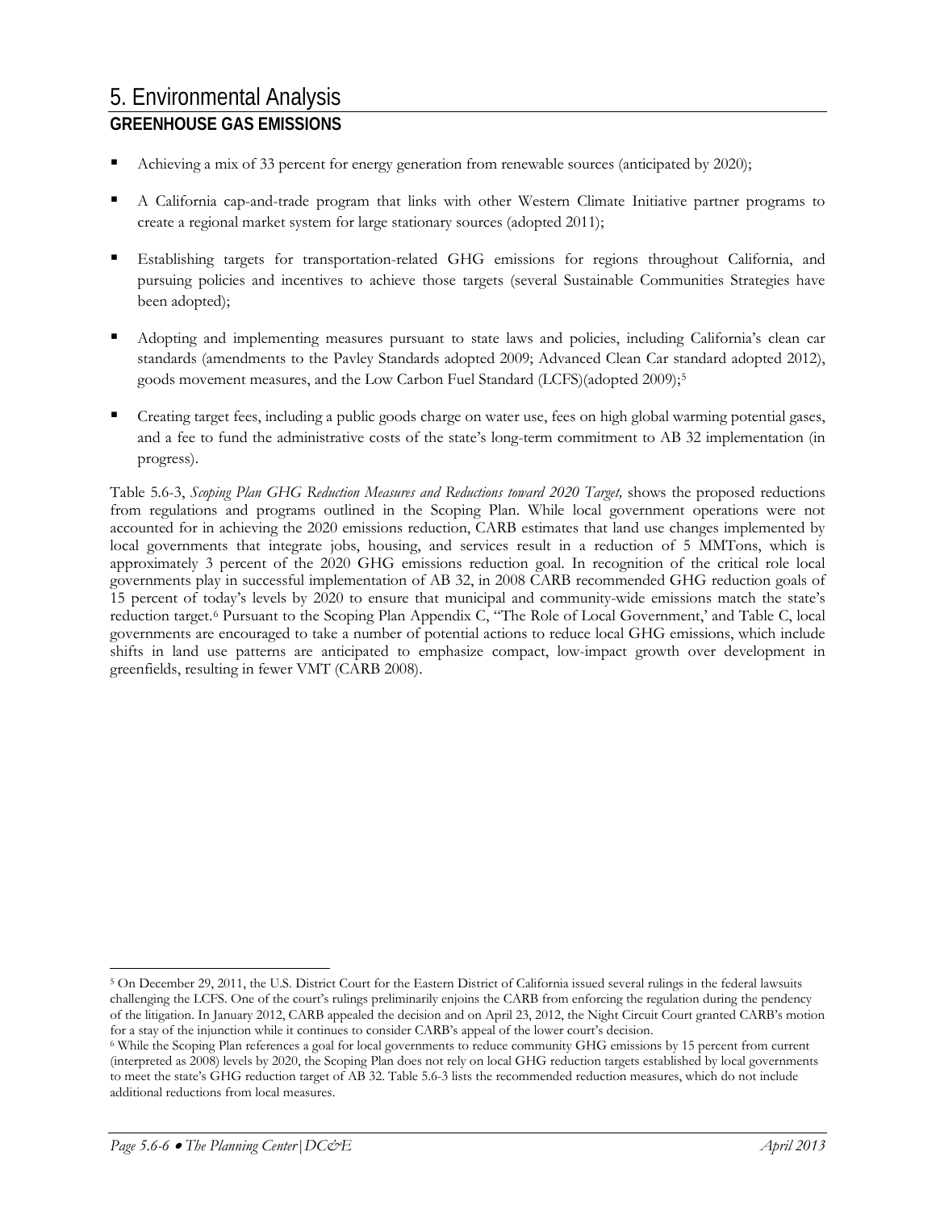# 5. Environmental Analysis

## GREENHOUSE GAS EMISSIONS

- Achieving a mix of 33 percent for energy generation from renewable sources (anticipated by 2020);
- A California cap-and-trade program that links with other Western Climate Initiative partner programs to create a regional market system for large stationary sources (adopted 2011);
- Establishing targets for transportation-related GHG emissions for regions throughout California, and pursuing policies and incentives to achieve those targets (several Sustainable Communities Strategies have been adopted);
- Adopting and implementing measures pursuant to state laws and policies, including California's clean car standards (amendments to the Pavley Standards adopted 2009; Advanced Clean Car standard adopted 2012), goods movement measures, and the Low Carbon Fuel Standard (LCFS)(adopted 2009);[5]
- Creating target fees, including a public goods charge on water use, fees on high global warming potential gases, and a fee to fund the administrative costs of the state's long-term commitment to AB 32 implementation (in progress).

Table 5.6-3, *Scoping Plan GHG Reduction Measures and Reductions toward 2020 Target,* shows the proposed reductions from regulations and programs outlined in the Scoping Plan. While local government operations were not accounted for in achieving the 2020 emissions reduction, CARB estimates that land use changes implemented by local governments that integrate jobs, housing, and services result in a reduction of 5 MMTons, which is approximately 3 percent of the 2020 GHG emissions reduction goal. In recognition of the critical role local governments play in successful implementation of AB 32, in 2008 CARB recommended GHG reduction goals of 15 percent of today's levels by 2020 to ensure that municipal and community-wide emissions match the state's reduction target.[6] Pursuant to the Scoping Plan Appendix C, "The Role of Local Government,' and Table C, local governments are encouraged to take a number of potential actions to reduce local GHG emissions, which include shifts in land use patterns are anticipated to emphasize compact, low-impact growth over development in greenfields, resulting in fewer VMT (CARB 2008).

---

[5] On December 29, 2011, the U.S. District Court for the Eastern District of California issued several rulings in the federal lawsuits challenging the LCFS. One of the court's rulings preliminarily enjoins the CARB from enforcing the regulation during the pendency of the litigation. In January 2012, CARB appealed the decision and on April 23, 2012, the Night Circuit Court granted CARB's motion for a stay of the injunction while it continues to consider CARB's appeal of the lower court's decision.

[6] While the Scoping Plan references a goal for local governments to reduce community GHG emissions by 15 percent from current (interpreted as 2008) levels by 2020, the Scoping Plan does not rely on local GHG reduction targets established by local governments to meet the state's GHG reduction target of AB 32. Table 5.6-3 lists the recommended reduction measures, which do not include additional reductions from local measures.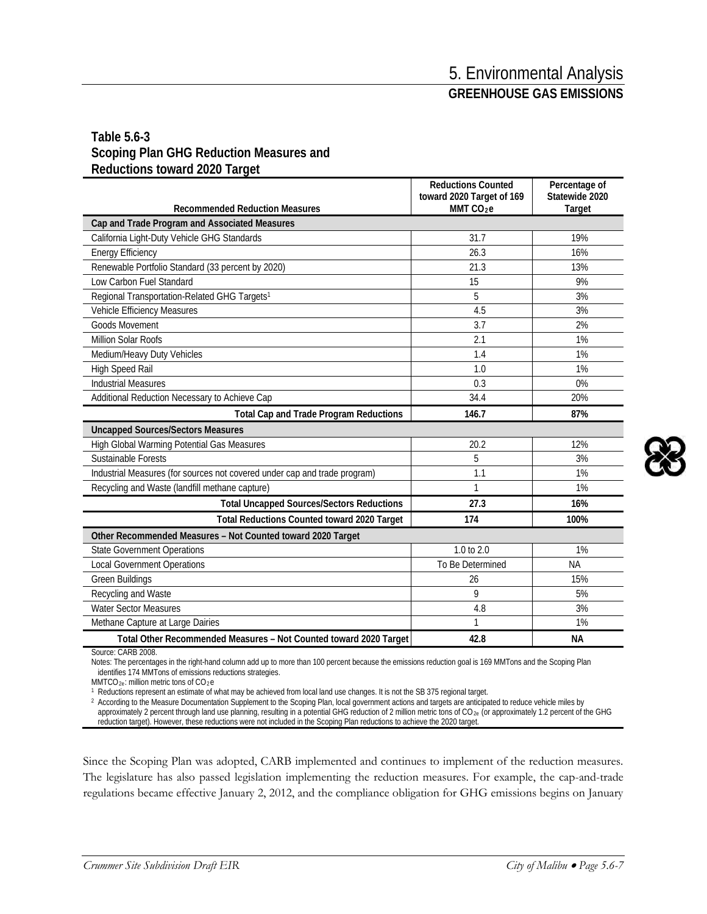**Table 5.6-3**
**Scoping Plan GHG Reduction Measures and Reductions toward 2020 Target**

| Recommended Reduction Measures | Reductions Counted toward 2020 Target of 169 MMT $CO_2e$ | Percentage of Statewide 2020 Target |
|---|---|---|
| **Cap and Trade Program and Associated Measures** | | |
| California Light-Duty Vehicle GHG Standards | 31.7 | 19% |
| Energy Efficiency | 26.3 | 16% |
| Renewable Portfolio Standard (33 percent by 2020) | 21.3 | 13% |
| Low Carbon Fuel Standard | 15 | 9% |
| Regional Transportation-Related GHG Targets[1] | 5 | 3% |
| Vehicle Efficiency Measures | 4.5 | 3% |
| Goods Movement | 3.7 | 2% |
| Million Solar Roofs | 2.1 | 1% |
| Medium/Heavy Duty Vehicles | 1.4 | 1% |
| High Speed Rail | 1.0 | 1% |
| Industrial Measures | 0.3 | 0% |
| Additional Reduction Necessary to Achieve Cap | 34.4 | 20% |
| **Total Cap and Trade Program Reductions** | **146.7** | **87%** |
| **Uncapped Sources/Sectors Measures** | | |
| High Global Warming Potential Gas Measures | 20.2 | 12% |
| Sustainable Forests | 5 | 3% |
| Industrial Measures (for sources not covered under cap and trade program) | 1.1 | 1% |
| Recycling and Waste (landfill methane capture) | 1 | 1% |
| **Total Uncapped Sources/Sectors Reductions** | **27.3** | **16%** |
| **Total Reductions Counted toward 2020 Target** | **174** | **100%** |
| **Other Recommended Measures – Not Counted toward 2020 Target** | | |
| State Government Operations | 1.0 to 2.0 | 1% |
| Local Government Operations | To Be Determined | NA |
| Green Buildings | 26 | 15% |
| Recycling and Waste | 9 | 5% |
| Water Sector Measures | 4.8 | 3% |
| Methane Capture at Large Dairies | 1 | 1% |
| **Total Other Recommended Measures – Not Counted toward 2020 Target** | **42.8** | **NA** |

Source: CARB 2008.

Notes: The percentages in the right-hand column add up to more than 100 percent because the emissions reduction goal is 169 MMTons and the Scoping Plan identifies 174 MMTons of emissions reductions strategies.

$MMTCO_{2e}$: million metric tons of $CO_2e$

[1] Reductions represent an estimate of what may be achieved from local land use changes. It is not the SB 375 regional target.

[2] According to the Measure Documentation Supplement to the Scoping Plan, local government actions and targets are anticipated to reduce vehicle miles by approximately 2 percent through land use planning, resulting in a potential GHG reduction of 2 million metric tons of $CO_{2e}$ (or approximately 1.2 percent of the GHG reduction target). However, these reductions were not included in the Scoping Plan reductions to achieve the 2020 target.

Since the Scoping Plan was adopted, CARB implemented and continues to implement of the reduction measures. The legislature has also passed legislation implementing the reduction measures. For example, the cap-and-trade regulations became effective January 2, 2012, and the compliance obligation for GHG emissions begins on January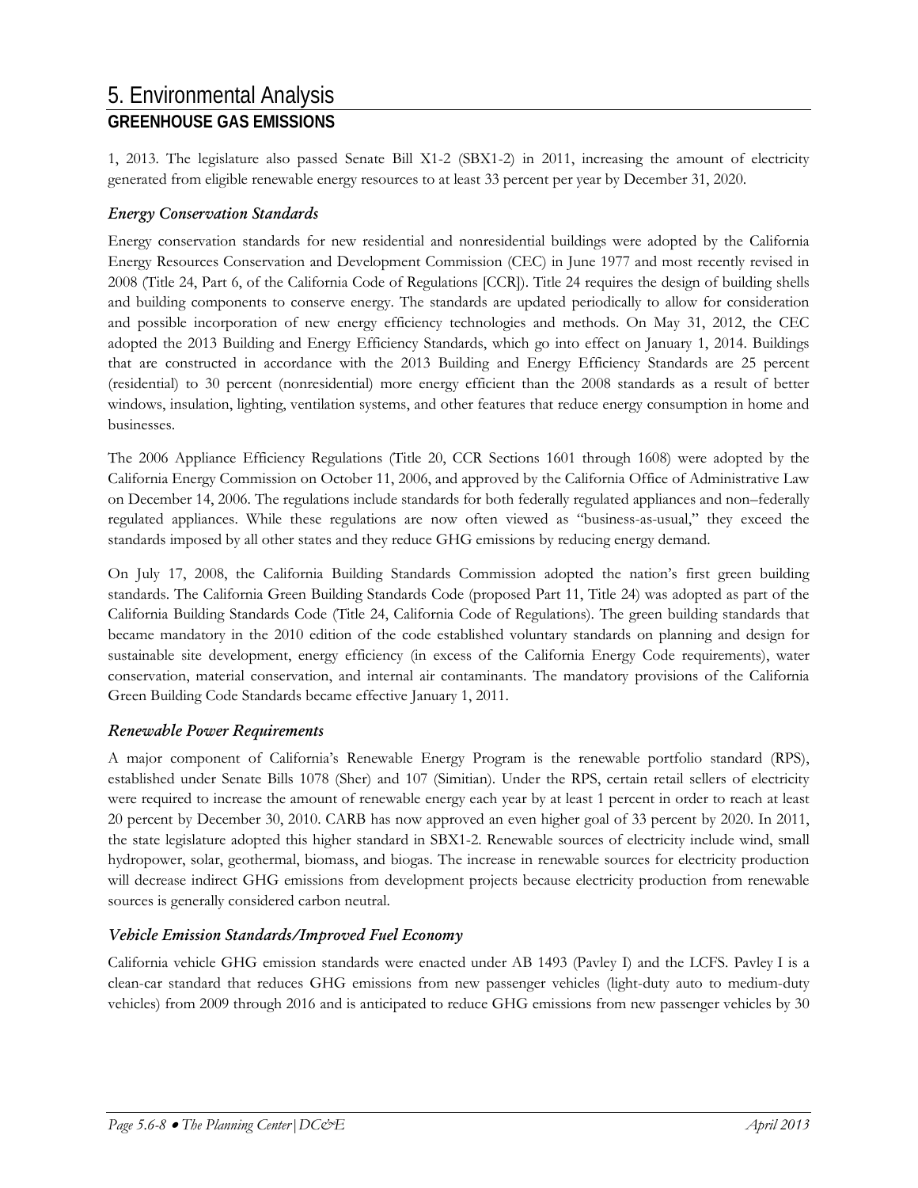1, 2013. The legislature also passed Senate Bill X1-2 (SBX1-2) in 2011, increasing the amount of electricity generated from eligible renewable energy resources to at least 33 percent per year by December 31, 2020.

### *Energy Conservation Standards*

Energy conservation standards for new residential and nonresidential buildings were adopted by the California Energy Resources Conservation and Development Commission (CEC) in June 1977 and most recently revised in 2008 (Title 24, Part 6, of the California Code of Regulations [CCR]). Title 24 requires the design of building shells and building components to conserve energy. The standards are updated periodically to allow for consideration and possible incorporation of new energy efficiency technologies and methods. On May 31, 2012, the CEC adopted the 2013 Building and Energy Efficiency Standards, which go into effect on January 1, 2014. Buildings that are constructed in accordance with the 2013 Building and Energy Efficiency Standards are 25 percent (residential) to 30 percent (nonresidential) more energy efficient than the 2008 standards as a result of better windows, insulation, lighting, ventilation systems, and other features that reduce energy consumption in home and businesses.

The 2006 Appliance Efficiency Regulations (Title 20, CCR Sections 1601 through 1608) were adopted by the California Energy Commission on October 11, 2006, and approved by the California Office of Administrative Law on December 14, 2006. The regulations include standards for both federally regulated appliances and non–federally regulated appliances. While these regulations are now often viewed as "business-as-usual," they exceed the standards imposed by all other states and they reduce GHG emissions by reducing energy demand.

On July 17, 2008, the California Building Standards Commission adopted the nation's first green building standards. The California Green Building Standards Code (proposed Part 11, Title 24) was adopted as part of the California Building Standards Code (Title 24, California Code of Regulations). The green building standards that became mandatory in the 2010 edition of the code established voluntary standards on planning and design for sustainable site development, energy efficiency (in excess of the California Energy Code requirements), water conservation, material conservation, and internal air contaminants. The mandatory provisions of the California Green Building Code Standards became effective January 1, 2011.

### *Renewable Power Requirements*

A major component of California's Renewable Energy Program is the renewable portfolio standard (RPS), established under Senate Bills 1078 (Sher) and 107 (Simitian). Under the RPS, certain retail sellers of electricity were required to increase the amount of renewable energy each year by at least 1 percent in order to reach at least 20 percent by December 30, 2010. CARB has now approved an even higher goal of 33 percent by 2020. In 2011, the state legislature adopted this higher standard in SBX1-2. Renewable sources of electricity include wind, small hydropower, solar, geothermal, biomass, and biogas. The increase in renewable sources for electricity production will decrease indirect GHG emissions from development projects because electricity production from renewable sources is generally considered carbon neutral.

### *Vehicle Emission Standards/Improved Fuel Economy*

California vehicle GHG emission standards were enacted under AB 1493 (Pavley I) and the LCFS. Pavley I is a clean-car standard that reduces GHG emissions from new passenger vehicles (light-duty auto to medium-duty vehicles) from 2009 through 2016 and is anticipated to reduce GHG emissions from new passenger vehicles by 30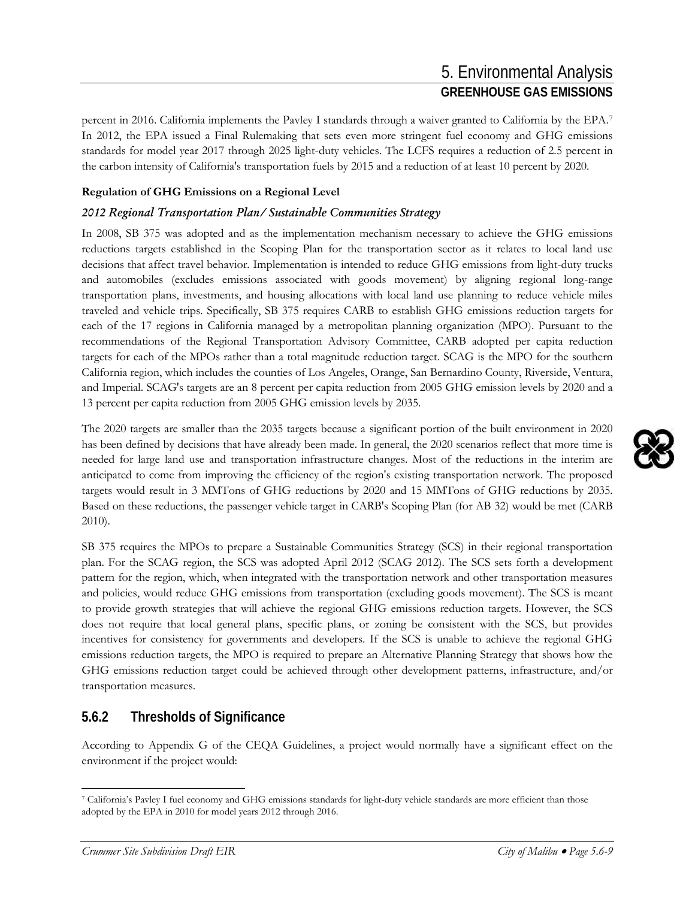percent in 2016. California implements the Pavley I standards through a waiver granted to California by the EPA.[7] In 2012, the EPA issued a Final Rulemaking that sets even more stringent fuel economy and GHG emissions standards for model year 2017 through 2025 light-duty vehicles. The LCFS requires a reduction of 2.5 percent in the carbon intensity of California's transportation fuels by 2015 and a reduction of at least 10 percent by 2020.

**Regulation of GHG Emissions on a Regional Level**

*2012 Regional Transportation Plan/ Sustainable Communities Strategy*

In 2008, SB 375 was adopted and as the implementation mechanism necessary to achieve the GHG emissions reductions targets established in the Scoping Plan for the transportation sector as it relates to local land use decisions that affect travel behavior. Implementation is intended to reduce GHG emissions from light-duty trucks and automobiles (excludes emissions associated with goods movement) by aligning regional long-range transportation plans, investments, and housing allocations with local land use planning to reduce vehicle miles traveled and vehicle trips. Specifically, SB 375 requires CARB to establish GHG emissions reduction targets for each of the 17 regions in California managed by a metropolitan planning organization (MPO). Pursuant to the recommendations of the Regional Transportation Advisory Committee, CARB adopted per capita reduction targets for each of the MPOs rather than a total magnitude reduction target. SCAG is the MPO for the southern California region, which includes the counties of Los Angeles, Orange, San Bernardino County, Riverside, Ventura, and Imperial. SCAG's targets are an 8 percent per capita reduction from 2005 GHG emission levels by 2020 and a 13 percent per capita reduction from 2005 GHG emission levels by 2035.

The 2020 targets are smaller than the 2035 targets because a significant portion of the built environment in 2020 has been defined by decisions that have already been made. In general, the 2020 scenarios reflect that more time is needed for large land use and transportation infrastructure changes. Most of the reductions in the interim are anticipated to come from improving the efficiency of the region's existing transportation network. The proposed targets would result in 3 MMTons of GHG reductions by 2020 and 15 MMTons of GHG reductions by 2035. Based on these reductions, the passenger vehicle target in CARB's Scoping Plan (for AB 32) would be met (CARB 2010).

SB 375 requires the MPOs to prepare a Sustainable Communities Strategy (SCS) in their regional transportation plan. For the SCAG region, the SCS was adopted April 2012 (SCAG 2012). The SCS sets forth a development pattern for the region, which, when integrated with the transportation network and other transportation measures and policies, would reduce GHG emissions from transportation (excluding goods movement). The SCS is meant to provide growth strategies that will achieve the regional GHG emissions reduction targets. However, the SCS does not require that local general plans, specific plans, or zoning be consistent with the SCS, but provides incentives for consistency for governments and developers. If the SCS is unable to achieve the regional GHG emissions reduction targets, the MPO is required to prepare an Alternative Planning Strategy that shows how the GHG emissions reduction target could be achieved through other development patterns, infrastructure, and/or transportation measures.

## 5.6.2 Thresholds of Significance

According to Appendix G of the CEQA Guidelines, a project would normally have a significant effect on the environment if the project would:

[7] California's Pavley I fuel economy and GHG emissions standards for light-duty vehicle standards are more efficient than those adopted by the EPA in 2010 for model years 2012 through 2016.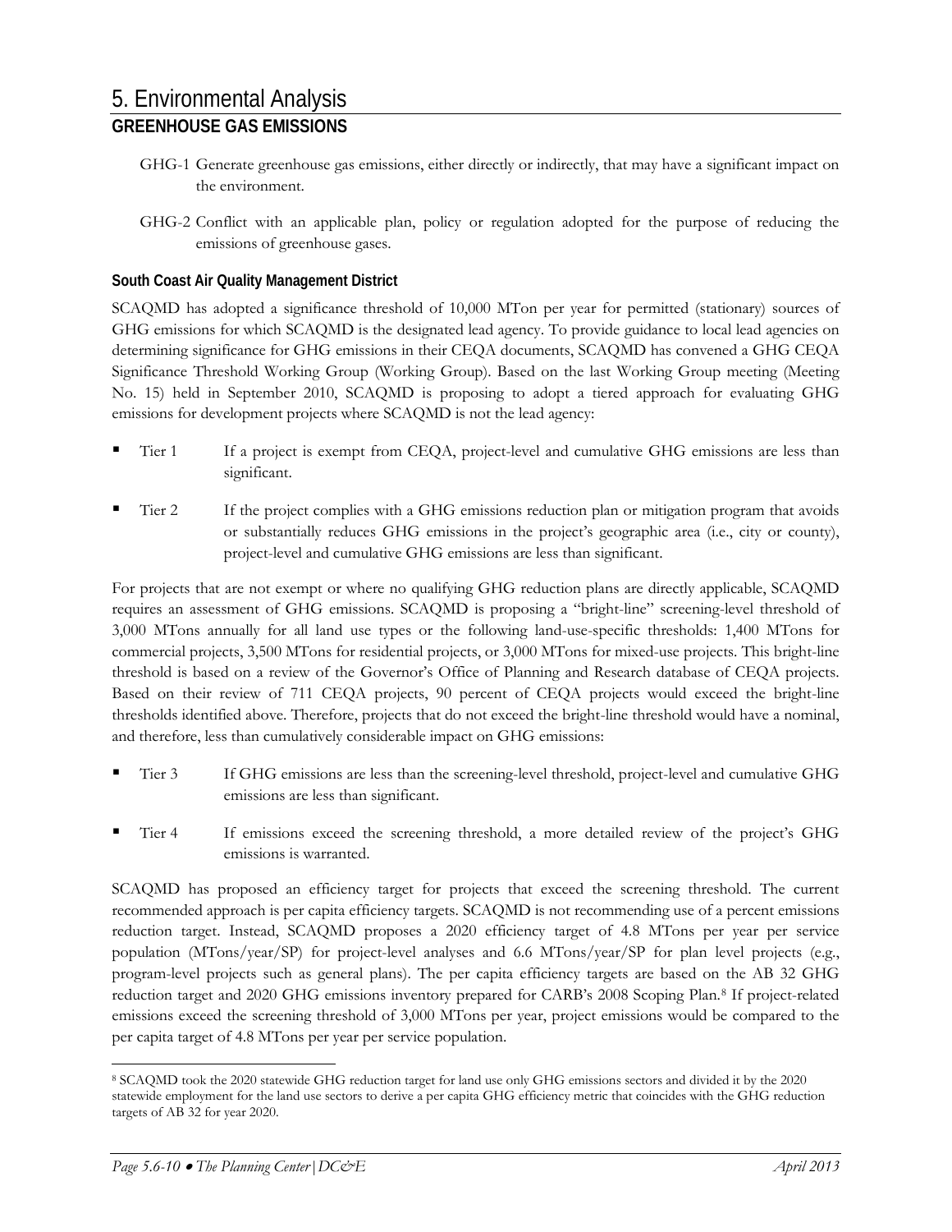- GHG-1 Generate greenhouse gas emissions, either directly or indirectly, that may have a significant impact on the environment.
- GHG-2 Conflict with an applicable plan, policy or regulation adopted for the purpose of reducing the emissions of greenhouse gases.

### South Coast Air Quality Management District

SCAQMD has adopted a significance threshold of 10,000 MTon per year for permitted (stationary) sources of GHG emissions for which SCAQMD is the designated lead agency. To provide guidance to local lead agencies on determining significance for GHG emissions in their CEQA documents, SCAQMD has convened a GHG CEQA Significance Threshold Working Group (Working Group). Based on the last Working Group meeting (Meeting No. 15) held in September 2010, SCAQMD is proposing to adopt a tiered approach for evaluating GHG emissions for development projects where SCAQMD is not the lead agency:

- Tier 1 If a project is exempt from CEQA, project-level and cumulative GHG emissions are less than significant.
- Tier 2 If the project complies with a GHG emissions reduction plan or mitigation program that avoids or substantially reduces GHG emissions in the project's geographic area (i.e., city or county), project-level and cumulative GHG emissions are less than significant.

For projects that are not exempt or where no qualifying GHG reduction plans are directly applicable, SCAQMD requires an assessment of GHG emissions. SCAQMD is proposing a "bright-line" screening-level threshold of 3,000 MTons annually for all land use types or the following land-use-specific thresholds: 1,400 MTons for commercial projects, 3,500 MTons for residential projects, or 3,000 MTons for mixed-use projects. This bright-line threshold is based on a review of the Governor's Office of Planning and Research database of CEQA projects. Based on their review of 711 CEQA projects, 90 percent of CEQA projects would exceed the bright-line thresholds identified above. Therefore, projects that do not exceed the bright-line threshold would have a nominal, and therefore, less than cumulatively considerable impact on GHG emissions:

- Tier 3 If GHG emissions are less than the screening-level threshold, project-level and cumulative GHG emissions are less than significant.
- Tier 4 If emissions exceed the screening threshold, a more detailed review of the project's GHG emissions is warranted.

SCAQMD has proposed an efficiency target for projects that exceed the screening threshold. The current recommended approach is per capita efficiency targets. SCAQMD is not recommending use of a percent emissions reduction target. Instead, SCAQMD proposes a 2020 efficiency target of 4.8 MTons per year per service population (MTons/year/SP) for project-level analyses and 6.6 MTons/year/SP for plan level projects (e.g., program-level projects such as general plans). The per capita efficiency targets are based on the AB 32 GHG reduction target and 2020 GHG emissions inventory prepared for CARB's 2008 Scoping Plan.[8] If project-related emissions exceed the screening threshold of 3,000 MTons per year, project emissions would be compared to the per capita target of 4.8 MTons per year per service population.

---

[8] SCAQMD took the 2020 statewide GHG reduction target for land use only GHG emissions sectors and divided it by the 2020 statewide employment for the land use sectors to derive a per capita GHG efficiency metric that coincides with the GHG reduction targets of AB 32 for year 2020.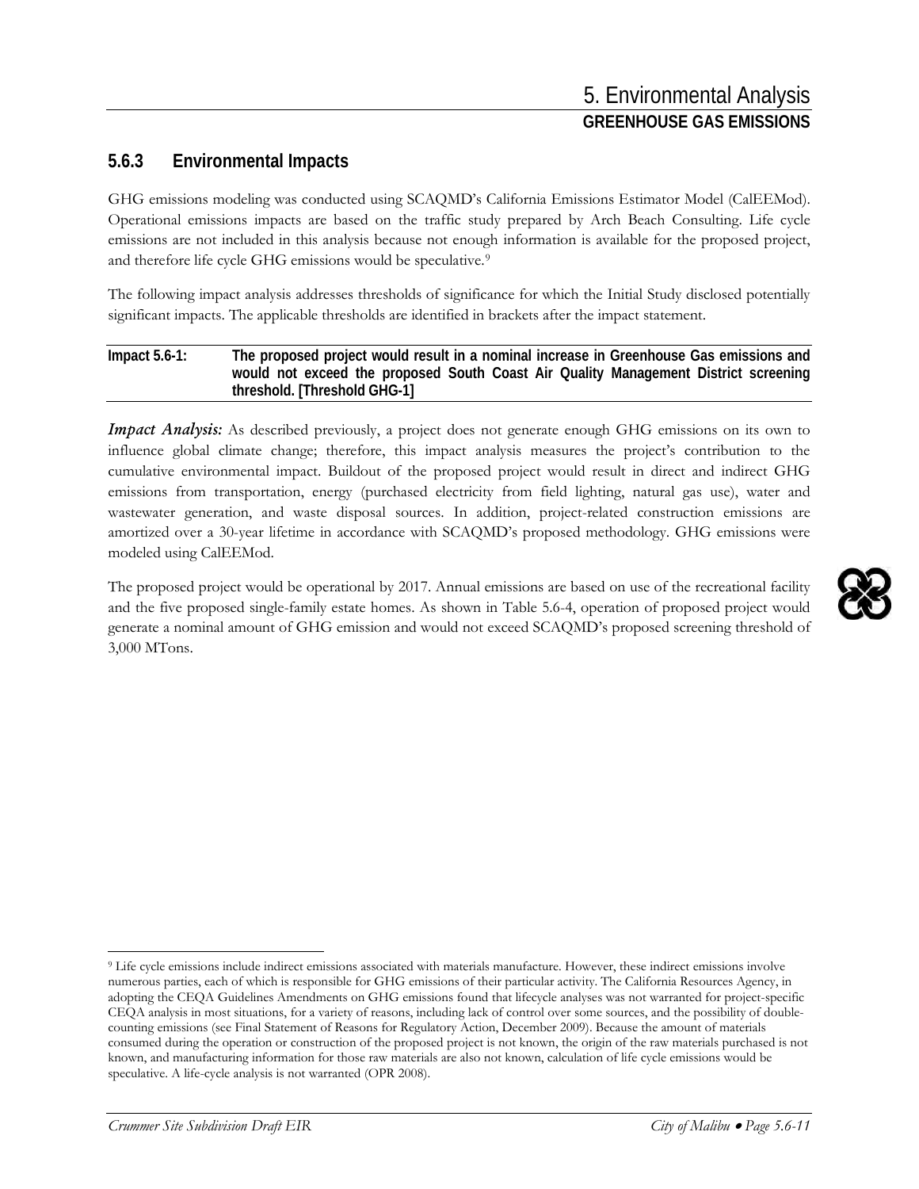### 5.6.3 Environmental Impacts

GHG emissions modeling was conducted using SCAQMD's California Emissions Estimator Model (CalEEMod). Operational emissions impacts are based on the traffic study prepared by Arch Beach Consulting. Life cycle emissions are not included in this analysis because not enough information is available for the proposed project, and therefore life cycle GHG emissions would be speculative.[9]

The following impact analysis addresses thresholds of significance for which the Initial Study disclosed potentially significant impacts. The applicable thresholds are identified in brackets after the impact statement.

| **Impact 5.6-1:** | **The proposed project would result in a nominal increase in Greenhouse Gas emissions and would not exceed the proposed South Coast Air Quality Management District screening threshold. [Threshold GHG-1]** |
|---|---|

***Impact Analysis:*** As described previously, a project does not generate enough GHG emissions on its own to influence global climate change; therefore, this impact analysis measures the project's contribution to the cumulative environmental impact. Buildout of the proposed project would result in direct and indirect GHG emissions from transportation, energy (purchased electricity from field lighting, natural gas use), water and wastewater generation, and waste disposal sources. In addition, project-related construction emissions are amortized over a 30-year lifetime in accordance with SCAQMD's proposed methodology. GHG emissions were modeled using CalEEMod.

The proposed project would be operational by 2017. Annual emissions are based on use of the recreational facility and the five proposed single-family estate homes. As shown in Table 5.6-4, operation of proposed project would generate a nominal amount of GHG emission and would not exceed SCAQMD's proposed screening threshold of 3,000 MTons.

---

[9] Life cycle emissions include indirect emissions associated with materials manufacture. However, these indirect emissions involve numerous parties, each of which is responsible for GHG emissions of their particular activity. The California Resources Agency, in adopting the CEQA Guidelines Amendments on GHG emissions found that lifecycle analyses was not warranted for project-specific CEQA analysis in most situations, for a variety of reasons, including lack of control over some sources, and the possibility of double-counting emissions (see Final Statement of Reasons for Regulatory Action, December 2009). Because the amount of materials consumed during the operation or construction of the proposed project is not known, the origin of the raw materials purchased is not known, and manufacturing information for those raw materials are also not known, calculation of life cycle emissions would be speculative. A life-cycle analysis is not warranted (OPR 2008).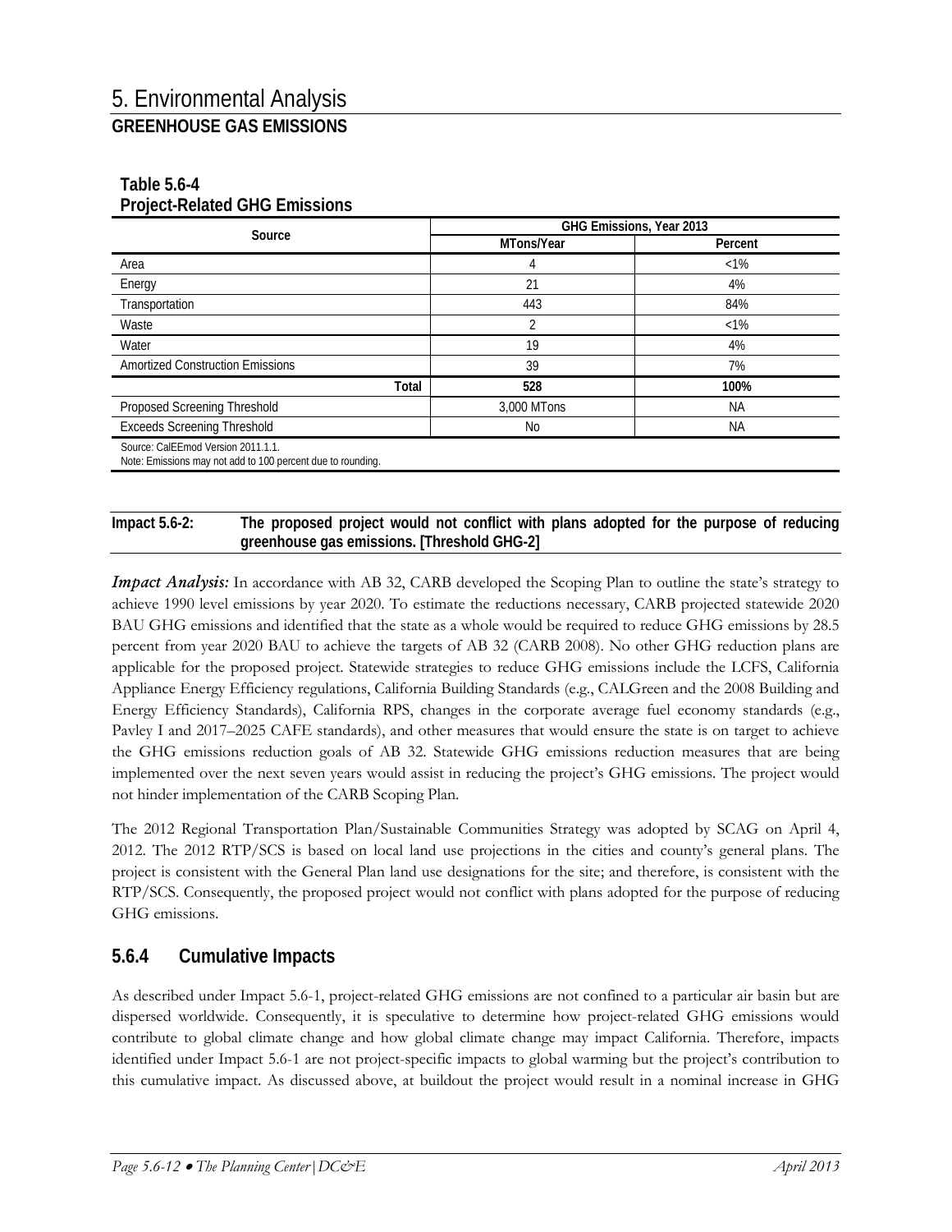**Table 5.6-4**
**Project-Related GHG Emissions**

| Source | GHG Emissions, Year 2013 | |
|---|---|---|
| | MTons/Year | Percent |
| Area | 4 | <1% |
| Energy | 21 | 4% |
| Transportation | 443 | 84% |
| Waste | 2 | <1% |
| Water | 19 | 4% |
| Amortized Construction Emissions | 39 | 7% |
| **Total** | **528** | **100%** |
| Proposed Screening Threshold | 3,000 MTons | NA |
| Exceeds Screening Threshold | No | NA |

Source: CalEEmod Version 2011.1.1.
Note: Emissions may not add to 100 percent due to rounding.

**Impact 5.6-2: The proposed project would not conflict with plans adopted for the purpose of reducing greenhouse gas emissions. [Threshold GHG-2]**

***Impact Analysis:*** In accordance with AB 32, CARB developed the Scoping Plan to outline the state's strategy to achieve 1990 level emissions by year 2020. To estimate the reductions necessary, CARB projected statewide 2020 BAU GHG emissions and identified that the state as a whole would be required to reduce GHG emissions by 28.5 percent from year 2020 BAU to achieve the targets of AB 32 (CARB 2008). No other GHG reduction plans are applicable for the proposed project. Statewide strategies to reduce GHG emissions include the LCFS, California Appliance Energy Efficiency regulations, California Building Standards (e.g., CALGreen and the 2008 Building and Energy Efficiency Standards), California RPS, changes in the corporate average fuel economy standards (e.g., Pavley I and 2017–2025 CAFE standards), and other measures that would ensure the state is on target to achieve the GHG emissions reduction goals of AB 32. Statewide GHG emissions reduction measures that are being implemented over the next seven years would assist in reducing the project's GHG emissions. The project would not hinder implementation of the CARB Scoping Plan.

The 2012 Regional Transportation Plan/Sustainable Communities Strategy was adopted by SCAG on April 4, 2012. The 2012 RTP/SCS is based on local land use projections in the cities and county's general plans. The project is consistent with the General Plan land use designations for the site; and therefore, is consistent with the RTP/SCS. Consequently, the proposed project would not conflict with plans adopted for the purpose of reducing GHG emissions.

## 5.6.4 Cumulative Impacts

As described under Impact 5.6-1, project-related GHG emissions are not confined to a particular air basin but are dispersed worldwide. Consequently, it is speculative to determine how project-related GHG emissions would contribute to global climate change and how global climate change may impact California. Therefore, impacts identified under Impact 5.6-1 are not project-specific impacts to global warming but the project's contribution to this cumulative impact. As discussed above, at buildout the project would result in a nominal increase in GHG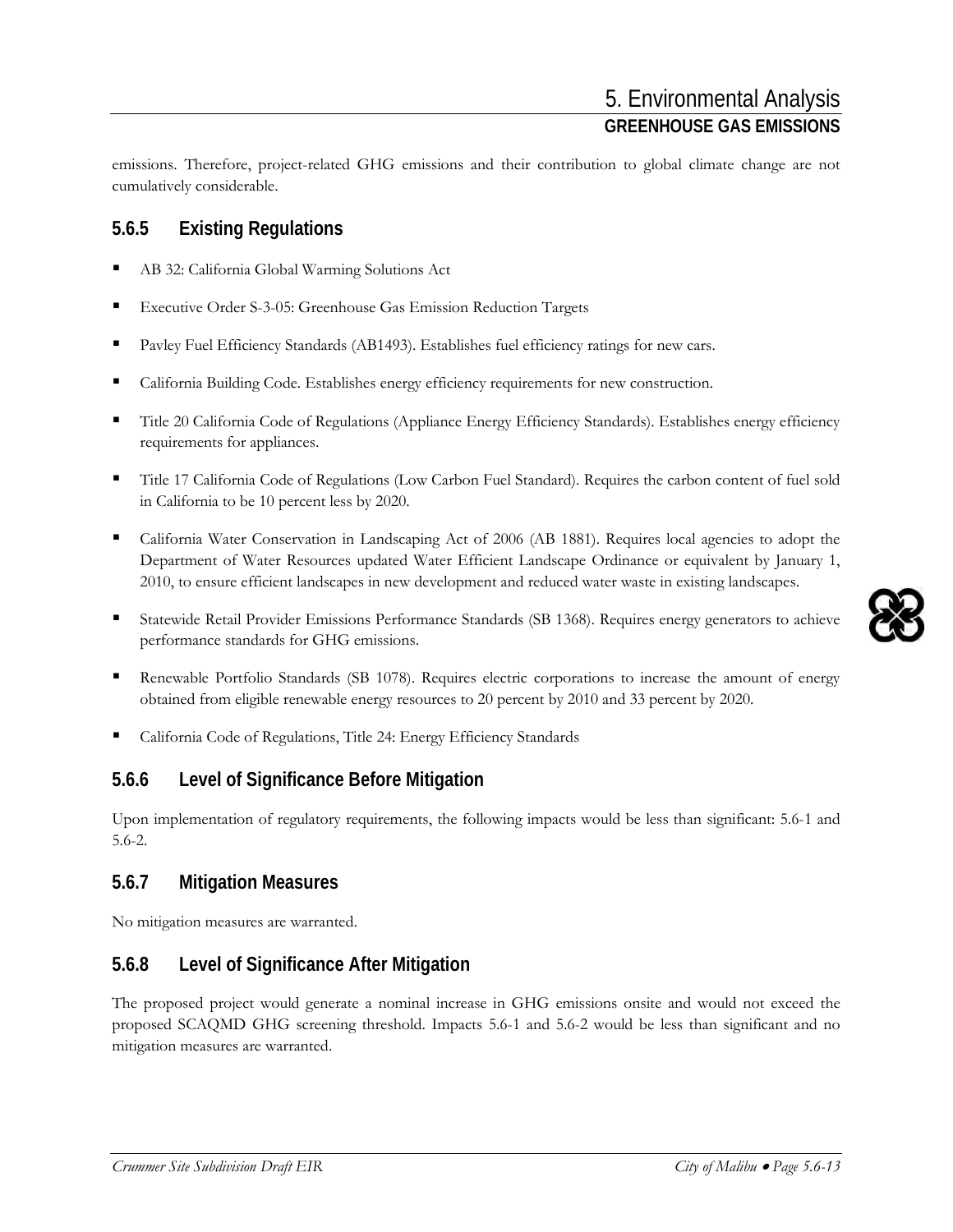emissions. Therefore, project-related GHG emissions and their contribution to global climate change are not cumulatively considerable.

### 5.6.5 Existing Regulations

- AB 32: California Global Warming Solutions Act
- Executive Order S-3-05: Greenhouse Gas Emission Reduction Targets
- Pavley Fuel Efficiency Standards (AB1493). Establishes fuel efficiency ratings for new cars.
- California Building Code. Establishes energy efficiency requirements for new construction.
- Title 20 California Code of Regulations (Appliance Energy Efficiency Standards). Establishes energy efficiency requirements for appliances.
- Title 17 California Code of Regulations (Low Carbon Fuel Standard). Requires the carbon content of fuel sold in California to be 10 percent less by 2020.
- California Water Conservation in Landscaping Act of 2006 (AB 1881). Requires local agencies to adopt the Department of Water Resources updated Water Efficient Landscape Ordinance or equivalent by January 1, 2010, to ensure efficient landscapes in new development and reduced water waste in existing landscapes.
- Statewide Retail Provider Emissions Performance Standards (SB 1368). Requires energy generators to achieve performance standards for GHG emissions.
- Renewable Portfolio Standards (SB 1078). Requires electric corporations to increase the amount of energy obtained from eligible renewable energy resources to 20 percent by 2010 and 33 percent by 2020.
- California Code of Regulations, Title 24: Energy Efficiency Standards

### 5.6.6 Level of Significance Before Mitigation

Upon implementation of regulatory requirements, the following impacts would be less than significant: 5.6-1 and 5.6-2.

### 5.6.7 Mitigation Measures

No mitigation measures are warranted.

### 5.6.8 Level of Significance After Mitigation

The proposed project would generate a nominal increase in GHG emissions onsite and would not exceed the proposed SCAQMD GHG screening threshold. Impacts 5.6-1 and 5.6-2 would be less than significant and no mitigation measures are warranted.